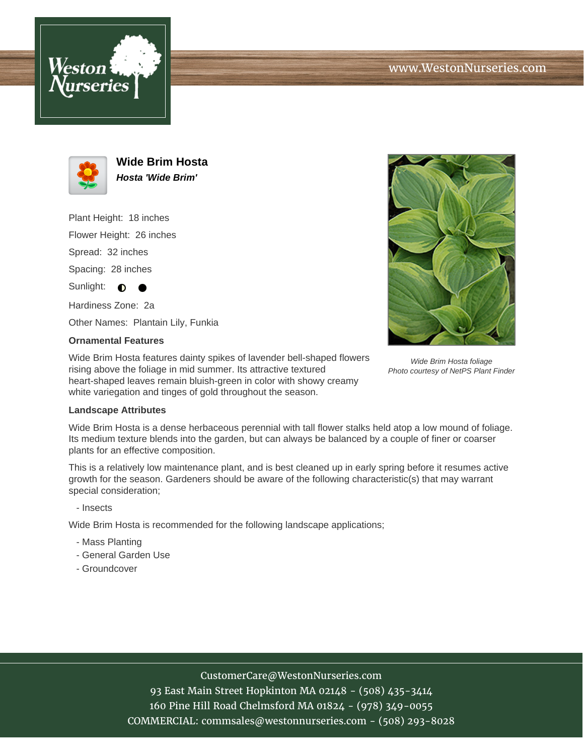# Wide Brim Hosta

***Hosta 'Wide Brim'***

Plant Height: 18 inches

Flower Height: 26 inches

Spread: 32 inches

Spacing: 28 inches

Sunlight: ◐ ●

Hardiness Zone: 2a

Other Names: Plantain Lily, Funkia

*Wide Brim Hosta foliage*
*Photo courtesy of NetPS Plant Finder*

## Ornamental Features

Wide Brim Hosta features dainty spikes of lavender bell-shaped flowers rising above the foliage in mid summer. Its attractive textured heart-shaped leaves remain bluish-green in color with showy creamy white variegation and tinges of gold throughout the season.

## Landscape Attributes

Wide Brim Hosta is a dense herbaceous perennial with tall flower stalks held atop a low mound of foliage. Its medium texture blends into the garden, but can always be balanced by a couple of finer or coarser plants for an effective composition.

This is a relatively low maintenance plant, and is best cleaned up in early spring before it resumes active growth for the season. Gardeners should be aware of the following characteristic(s) that may warrant special consideration;

- Insects

Wide Brim Hosta is recommended for the following landscape applications;

- Mass Planting
- General Garden Use
- Groundcover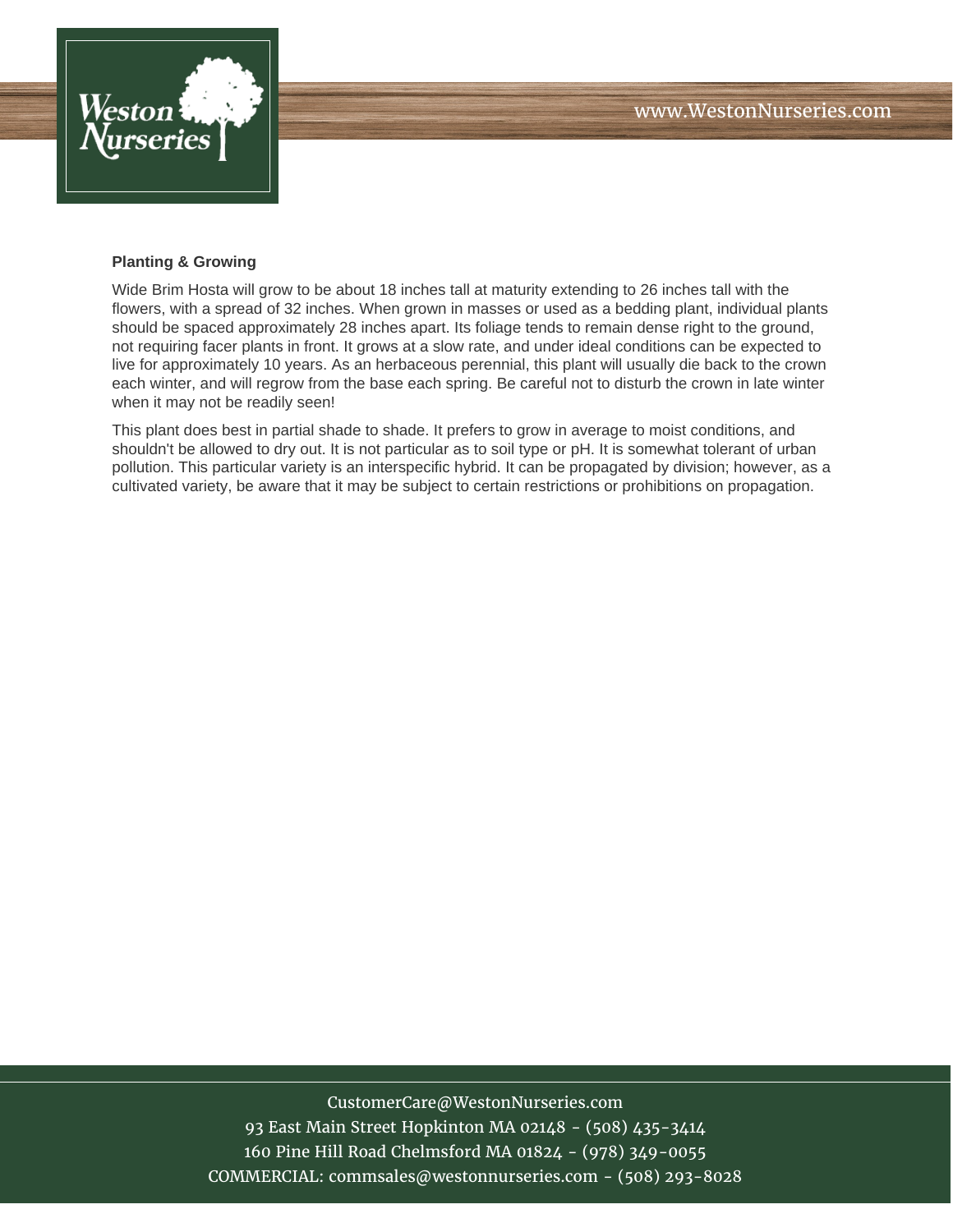### Planting & Growing

Wide Brim Hosta will grow to be about 18 inches tall at maturity extending to 26 inches tall with the flowers, with a spread of 32 inches. When grown in masses or used as a bedding plant, individual plants should be spaced approximately 28 inches apart. Its foliage tends to remain dense right to the ground, not requiring facer plants in front. It grows at a slow rate, and under ideal conditions can be expected to live for approximately 10 years. As an herbaceous perennial, this plant will usually die back to the crown each winter, and will regrow from the base each spring. Be careful not to disturb the crown in late winter when it may not be readily seen!

This plant does best in partial shade to shade. It prefers to grow in average to moist conditions, and shouldn't be allowed to dry out. It is not particular as to soil type or pH. It is somewhat tolerant of urban pollution. This particular variety is an interspecific hybrid. It can be propagated by division; however, as a cultivated variety, be aware that it may be subject to certain restrictions or prohibitions on propagation.